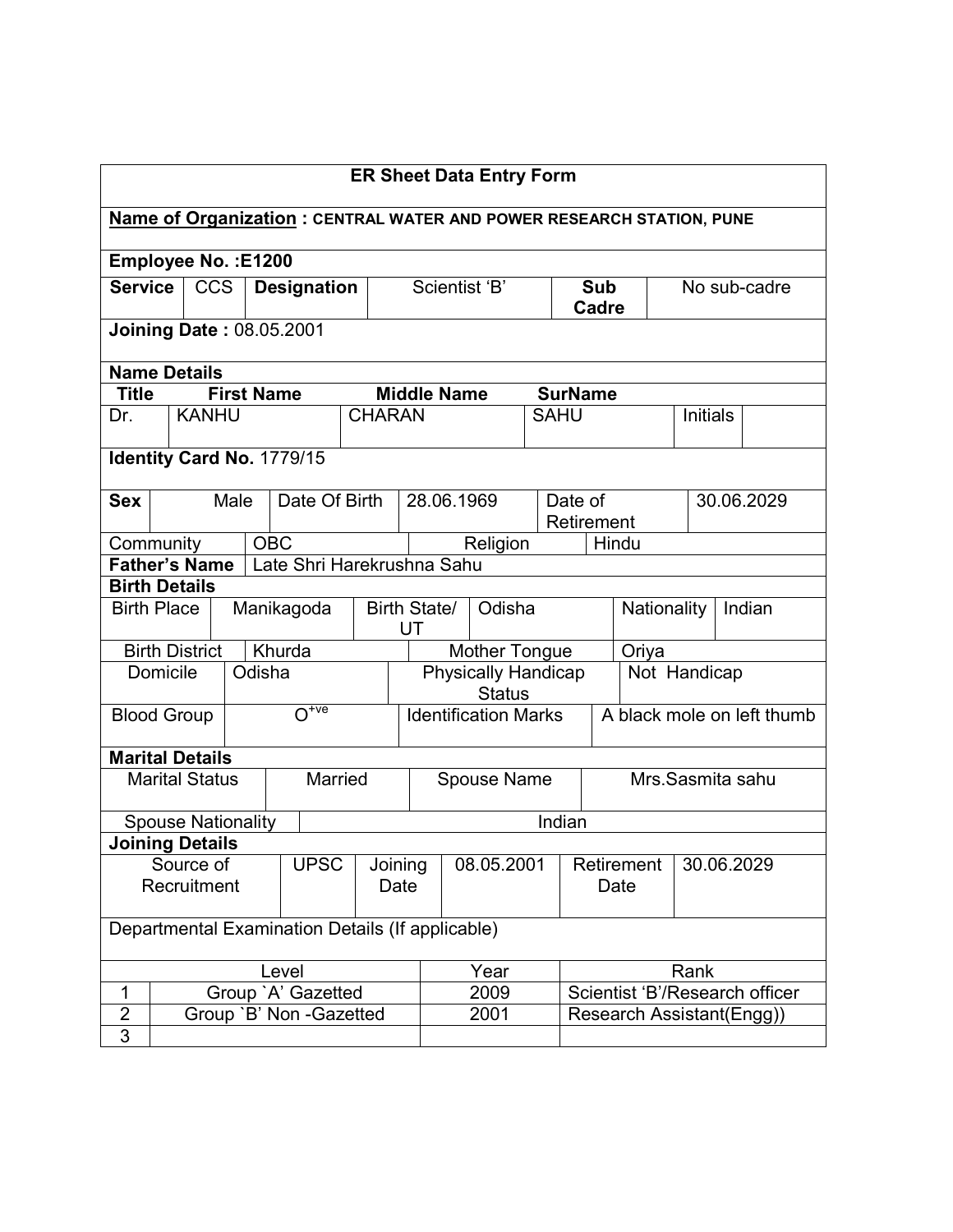# ER Sheet Data Entry Form

**Name of Organization : CENTRAL WATER AND POWER RESEARCH STATION, PUNE**

**Employee No. :E1200**

| **Service** | CCS | **Designation** | Scientist 'B' | **Sub Cadre** | No sub-cadre |
|---|---|---|---|---|---|

**Joining Date :** 08.05.2001

**Name Details**

| **Title** | **First Name** | **Middle Name** | **SurName** | | |
|---|---|---|---|---|---|
| Dr. | KANHU | CHARAN | SAHU | Initials | |

**Identity Card No.** 1779/15

| **Sex** | Male | Date Of Birth | 28.06.1969 | Date of Retirement | 30.06.2029 |
|---|---|---|---|---|---|
| Community | OBC | | Religion | Hindu | |

| **Father's Name** | Late Shri Harekrushna Sahu |
|---|---|

**Birth Details**

| Birth Place | Manikagoda | Birth State/ UT | Odisha | Nationality | Indian |
|---|---|---|---|---|---|
| Birth District | Khurda | | Mother Tongue | Oriya | |
| Domicile | Odisha | | Physically Handicap Status | Not Handicap | |
| Blood Group | $O^{+ve}$ | | Identification Marks | A black mole on left thumb | |

**Marital Details**

| Marital Status | Married | Spouse Name | Mrs.Sasmita sahu |
|---|---|---|---|
| Spouse Nationality | Indian | | |

**Joining Details**

| Source of Recruitment | UPSC | Joining Date | 08.05.2001 | Retirement Date | 30.06.2029 |
|---|---|---|---|---|---|

Departmental Examination Details (If applicable)

| | Level | Year | Rank |
|---|---|---|---|
| 1 | Group `A' Gazetted | 2009 | Scientist 'B'/Research officer |
| 2 | Group `B' Non -Gazetted | 2001 | Research Assistant(Engg)) |
| 3 | | | |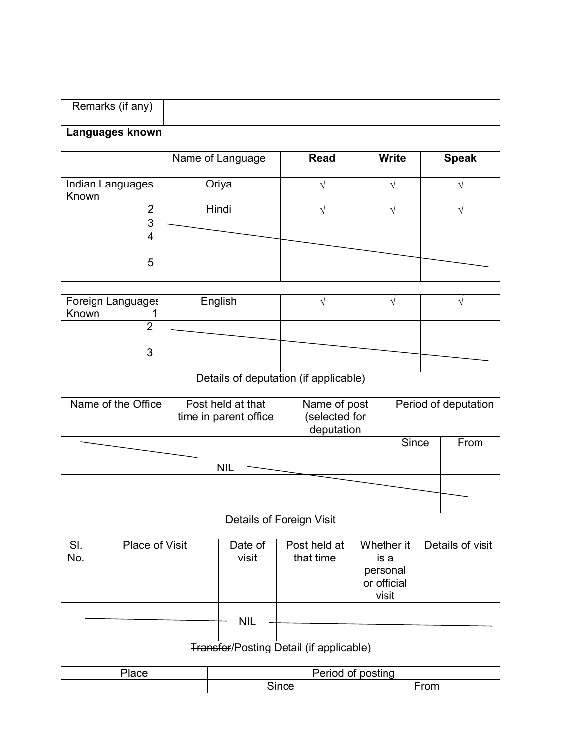| Remarks (if any) | | | | |
|---|---|---|---|---|
| **Languages known** | | | | |
| | Name of Language | **Read** | **Write** | **Speak** |
| Indian Languages Known | Oriya | √ | √ | √ |
| 2 | Hindi | √ | √ | √ |
| 3 | | | | |
| 4 | | | | |
| 5 | | | | |
| | | | | |
| Foreign Languages Known 1 | English | √ | √ | √ |
| 2 | | | | |
| 3 | | | | |

Details of deputation (if applicable)

| Name of the Office | Post held at that time in parent office | Name of post (selected for deputation | Period of deputation | |
|---|---|---|---|---|
| | | | Since | From |
| | NIL | | | |
| | | | | |

Details of Foreign Visit

| Sl. No. | Place of Visit | Date of visit | Post held at that time | Whether it is a personal or official visit | Details of visit |
|---|---|---|---|---|---|
| | | NIL | | | |

~~Transfer~~/Posting Detail (if applicable)

| Place | Period of posting | |
|---|---|---|
| | Since | From |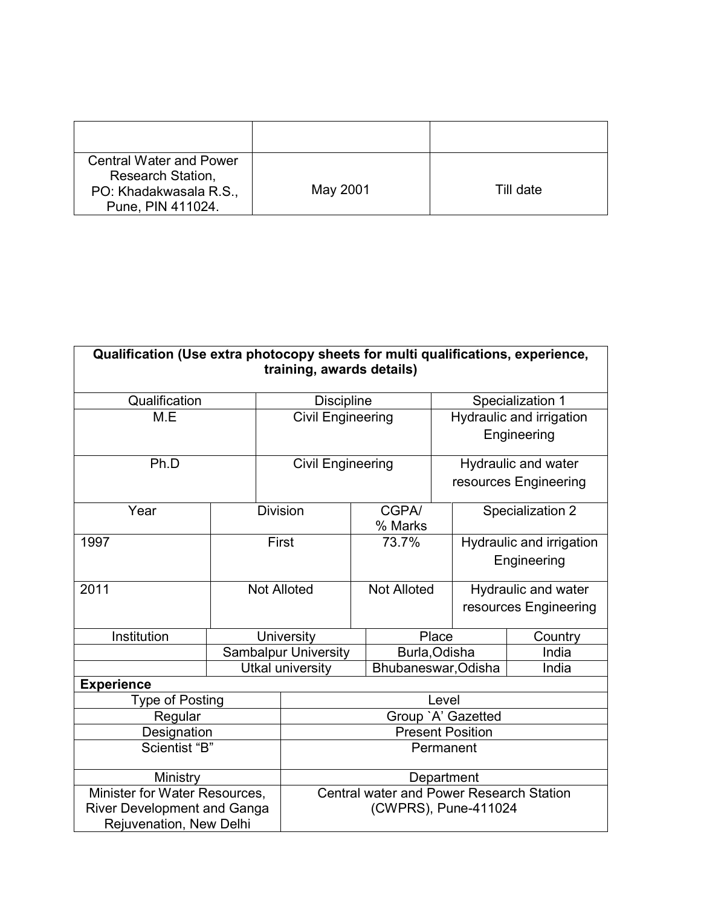| | | |
|---|---|---|
| Central Water and Power Research Station, PO: Khadakwasala R.S., Pune, PIN 411024. | May 2001 | Till date |

| **Qualification (Use extra photocopy sheets for multi qualifications, experience, training, awards details)** | | |
|---|---|---|
| Qualification | Discipline | Specialization 1 |
| M.E | Civil Engineering | Hydraulic and irrigation Engineering |
| Ph.D | Civil Engineering | Hydraulic and water resources Engineering |

| Year | Division | CGPA/ % Marks | Specialization 2 |
|---|---|---|---|
| 1997 | First | 73.7% | Hydraulic and irrigation Engineering |
| 2011 | Not Alloted | Not Alloted | Hydraulic and water resources Engineering |

| Institution | University | Place | Country |
|---|---|---|---|
| | Sambalpur University | Burla,Odisha | India |
| | Utkal university | Bhubaneswar,Odisha | India |

| **Experience** | |
|---|---|
| Type of Posting | Level |
| Regular | Group `A' Gazetted |
| Designation | Present Position |
| Scientist "B" | Permanent |
| Ministry | Department |
| Minister for Water Resources, River Development and Ganga Rejuvenation, New Delhi | Central water and Power Research Station (CWPRS), Pune-411024 |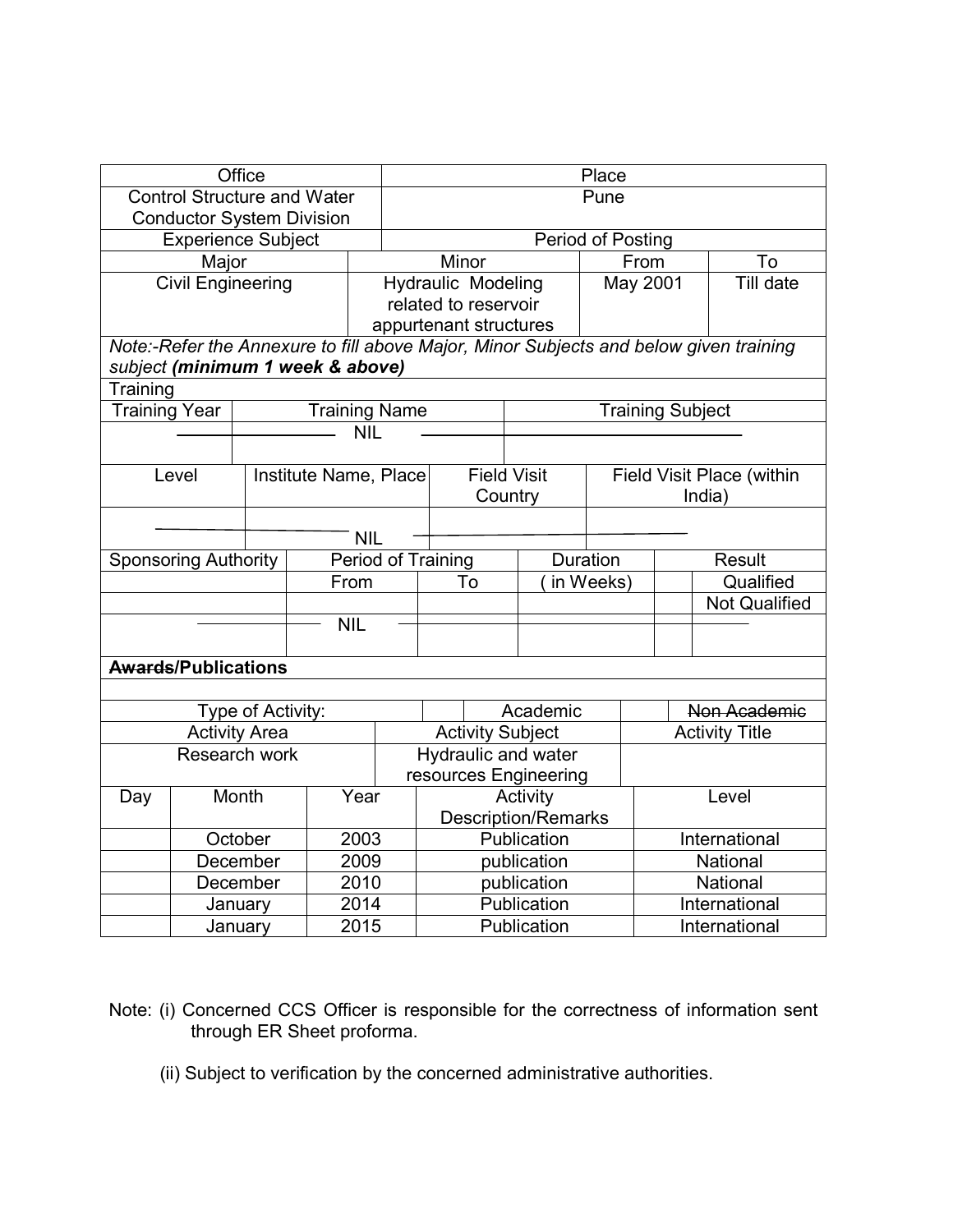| Office | Place |
| --- | --- |
| Control Structure and Water Conductor System Division | Pune |

| Experience Subject | | Period of Posting | |
| --- | --- | --- | --- |
| Major | Minor | From | To |
| Civil Engineering | Hydraulic Modeling related to reservoir appurtenant structures | May 2001 | Till date |

*Note:-Refer the Annexure to fill above Major, Minor Subjects and below given training subject* ***(minimum 1 week & above)***

**Training**

| Training Year | Training Name | Training Subject |
| --- | --- | --- |
| | NIL | |

| Level | Institute Name, Place | Field Visit Country | Field Visit Place (within India) |
| --- | --- | --- | --- |
| | NIL | | |

| Sponsoring Authority | Period of Training | | Duration | Result | |
| --- | --- | --- | --- | --- | --- |
| | From | To | ( in Weeks) | | Qualified |
| | | | | | Not Qualified |
| | NIL | | | | |

**~~Awards~~/Publications**

| Type of Activity: | | Academic | | ~~Non Academic~~ |
| --- | --- | --- | --- | --- |

| Activity Area | Activity Subject | Activity Title |
| --- | --- | --- |
| Research work | Hydraulic and water resources Engineering | |

| Day | Month | Year | Activity Description/Remarks | Level |
| --- | --- | --- | --- | --- |
| | October | 2003 | Publication | International |
| | December | 2009 | publication | National |
| | December | 2010 | publication | National |
| | January | 2014 | Publication | International |
| | January | 2015 | Publication | International |

Note: (i) Concerned CCS Officer is responsible for the correctness of information sent through ER Sheet proforma.

(ii) Subject to verification by the concerned administrative authorities.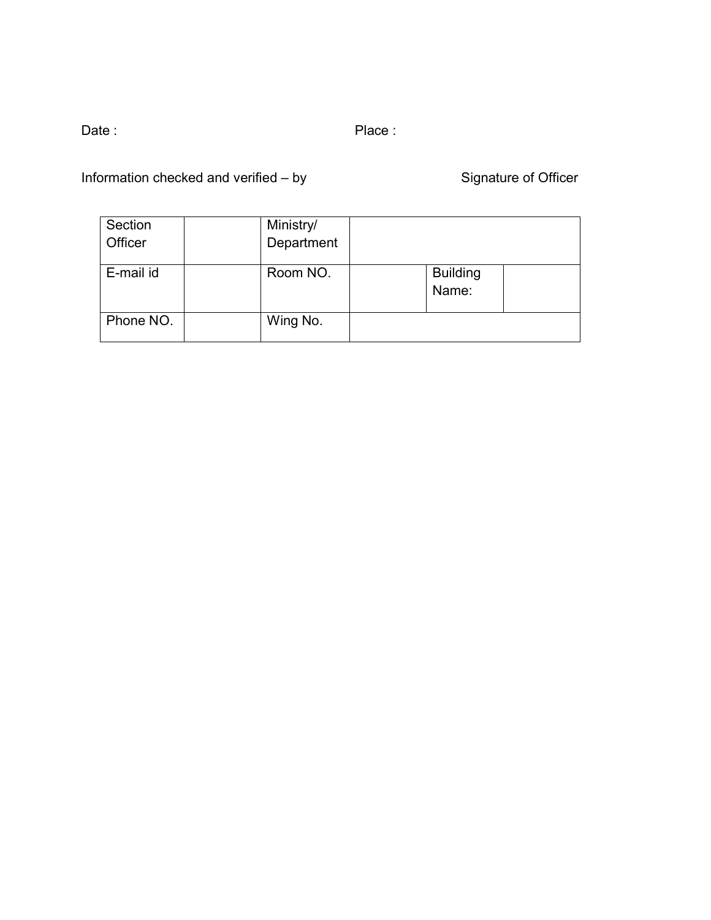Date : Place :

Information checked and verified – by Signature of Officer

| | | | | | |
|---|---|---|---|---|---|
| Section Officer | | Ministry/ Department | | | |
| E-mail id | | Room NO. | | Building Name: | |
| Phone NO. | | Wing No. | | | |